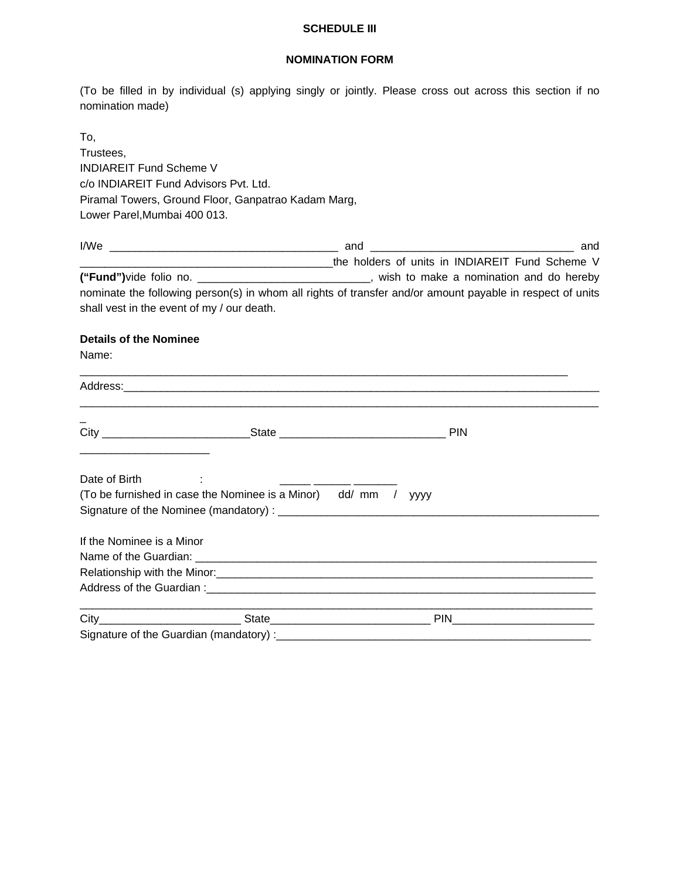**SCHEDULE III**

**NOMINATION FORM**

(To be filled in by individual (s) applying singly or jointly. Please cross out across this section if no nomination made)

To,
Trustees,
INDIAREIT Fund Scheme V
c/o INDIAREIT Fund Advisors Pvt. Ltd.
Piramal Towers, Ground Floor, Ganpatrao Kadam Marg,
Lower Parel,Mumbai 400 013.

I/We ____________________________________ and _______________________________ and ________________________________________the holders of units in INDIAREIT Fund Scheme V **("Fund")**vide folio no. ___________________________, wish to make a nomination and do hereby nominate the following person(s) in whom all rights of transfer and/or amount payable in respect of units shall vest in the event of my / our death.

**Details of the Nominee**

Name: ____________________________________________________________________________

Address:__________________________________________________________________________
_________________________________________________________________________________

City _______________________State __________________________ PIN ____________________

Date of Birth : _____ ______ _______
(To be furnished in case the Nominee is a Minor) dd/ mm / yyyy

Signature of the Nominee (mandatory) : __________________________________________________

If the Nominee is a Minor

Name of the Guardian: _______________________________________________________________

Relationship with the Minor:___________________________________________________________

Address of the Guardian :_____________________________________________________________
_________________________________________________________________________________

City______________________ State_________________________ PIN______________________

Signature of the Guardian (mandatory) :__________________________________________________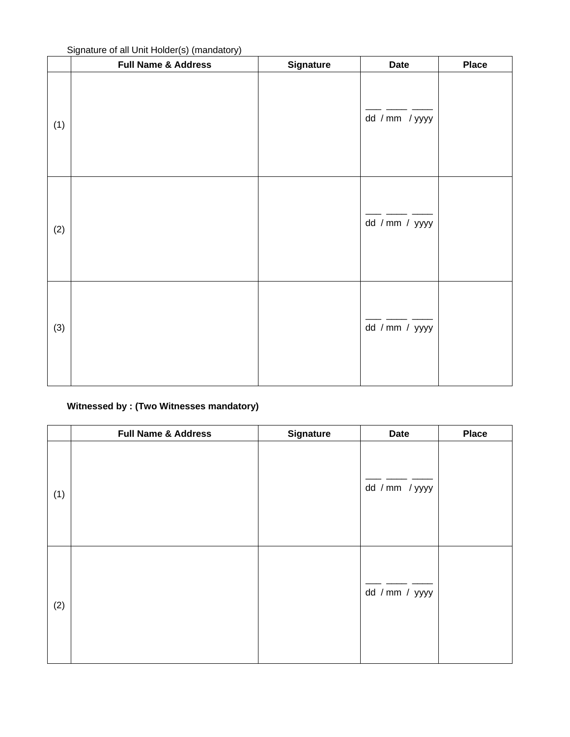Signature of all Unit Holder(s) (mandatory)

| | Full Name & Address | Signature | Date | Place |
|---|---|---|---|---|
| (1) | | | ___ ____ ____<br>dd / mm / yyyy | |
| (2) | | | ___ ____ ____<br>dd / mm / yyyy | |
| (3) | | | ___ ____ ____<br>dd / mm / yyyy | |

**Witnessed by : (Two Witnesses mandatory)**

| | Full Name & Address | Signature | Date | Place |
|---|---|---|---|---|
| (1) | | | ___ ____ ____<br>dd / mm / yyyy | |
| (2) | | | ___ ____ ____<br>dd / mm / yyyy | |